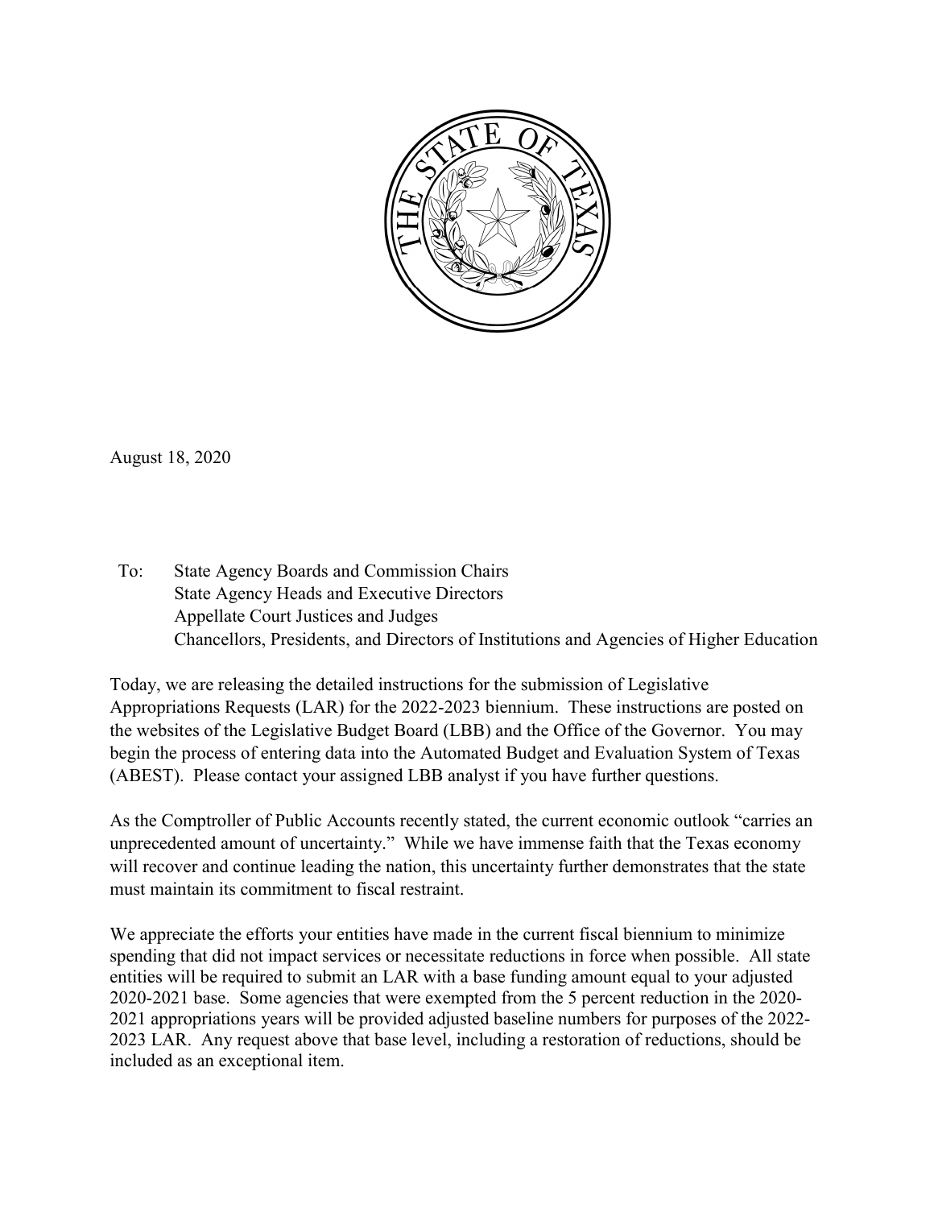August 18, 2020

To: State Agency Boards and Commission Chairs
State Agency Heads and Executive Directors
Appellate Court Justices and Judges
Chancellors, Presidents, and Directors of Institutions and Agencies of Higher Education

Today, we are releasing the detailed instructions for the submission of Legislative Appropriations Requests (LAR) for the 2022-2023 biennium. These instructions are posted on the websites of the Legislative Budget Board (LBB) and the Office of the Governor. You may begin the process of entering data into the Automated Budget and Evaluation System of Texas (ABEST). Please contact your assigned LBB analyst if you have further questions.

As the Comptroller of Public Accounts recently stated, the current economic outlook "carries an unprecedented amount of uncertainty." While we have immense faith that the Texas economy will recover and continue leading the nation, this uncertainty further demonstrates that the state must maintain its commitment to fiscal restraint.

We appreciate the efforts your entities have made in the current fiscal biennium to minimize spending that did not impact services or necessitate reductions in force when possible. All state entities will be required to submit an LAR with a base funding amount equal to your adjusted 2020-2021 base. Some agencies that were exempted from the 5 percent reduction in the 2020-2021 appropriations years will be provided adjusted baseline numbers for purposes of the 2022-2023 LAR. Any request above that base level, including a restoration of reductions, should be included as an exceptional item.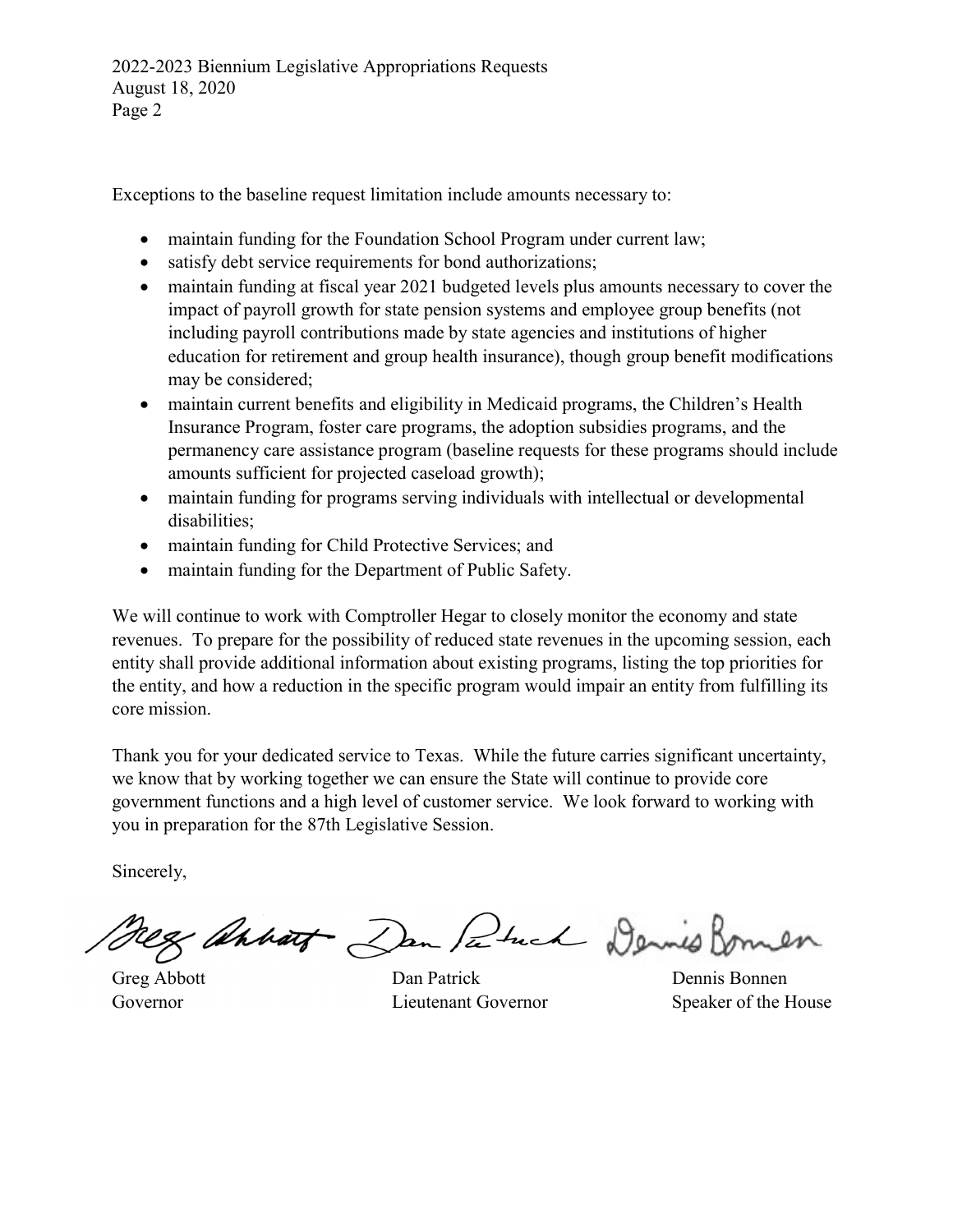Exceptions to the baseline request limitation include amounts necessary to:

- maintain funding for the Foundation School Program under current law;
- satisfy debt service requirements for bond authorizations;
- maintain funding at fiscal year 2021 budgeted levels plus amounts necessary to cover the impact of payroll growth for state pension systems and employee group benefits (not including payroll contributions made by state agencies and institutions of higher education for retirement and group health insurance), though group benefit modifications may be considered;
- maintain current benefits and eligibility in Medicaid programs, the Children's Health Insurance Program, foster care programs, the adoption subsidies programs, and the permanency care assistance program (baseline requests for these programs should include amounts sufficient for projected caseload growth);
- maintain funding for programs serving individuals with intellectual or developmental disabilities;
- maintain funding for Child Protective Services; and
- maintain funding for the Department of Public Safety.

We will continue to work with Comptroller Hegar to closely monitor the economy and state revenues. To prepare for the possibility of reduced state revenues in the upcoming session, each entity shall provide additional information about existing programs, listing the top priorities for the entity, and how a reduction in the specific program would impair an entity from fulfilling its core mission.

Thank you for your dedicated service to Texas. While the future carries significant uncertainty, we know that by working together we can ensure the State will continue to provide core government functions and a high level of customer service. We look forward to working with you in preparation for the 87th Legislative Session.

Sincerely,

| | | |
|---|---|---|
| Greg Abbott | Dan Patrick | Dennis Bonnen |
| Governor | Lieutenant Governor | Speaker of the House |